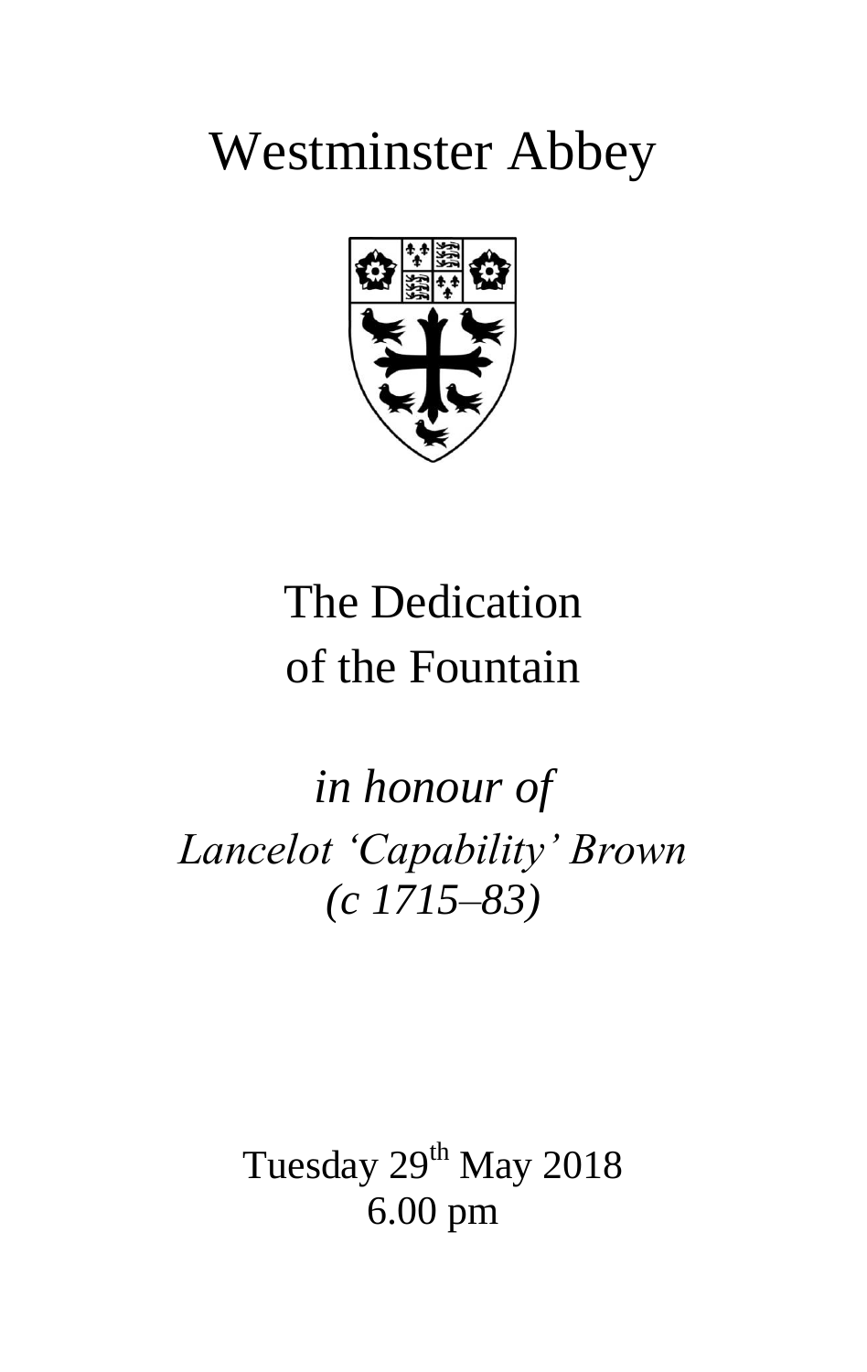# Westminster Abbey

## The Dedication of the Fountain

*in honour of*
*Lancelot 'Capability' Brown*
*(c 1715–83)*

Tuesday 29th May 2018
6.00 pm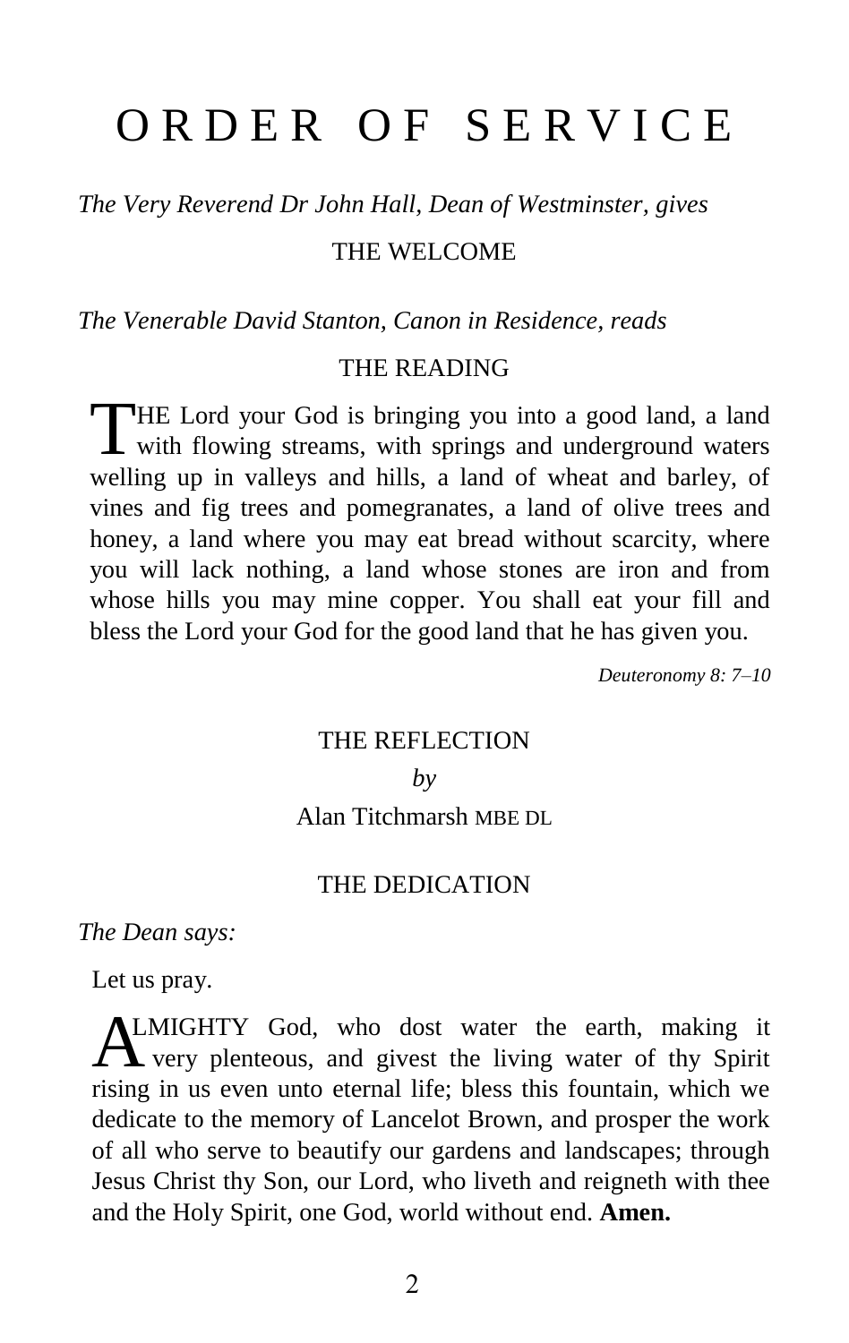# ORDER OF SERVICE

*The Very Reverend Dr John Hall, Dean of Westminster, gives*

## THE WELCOME

*The Venerable David Stanton, Canon in Residence, reads*

## THE READING

THE Lord your God is bringing you into a good land, a land with flowing streams, with springs and underground waters welling up in valleys and hills, a land of wheat and barley, of vines and fig trees and pomegranates, a land of olive trees and honey, a land where you may eat bread without scarcity, where you will lack nothing, a land whose stones are iron and from whose hills you may mine copper. You shall eat your fill and bless the Lord your God for the good land that he has given you.

*Deuteronomy 8: 7–10*

## THE REFLECTION

*by*

Alan Titchmarsh MBE DL

## THE DEDICATION

*The Dean says:*

Let us pray.

ALMIGHTY God, who dost water the earth, making it very plenteous, and givest the living water of thy Spirit rising in us even unto eternal life; bless this fountain, which we dedicate to the memory of Lancelot Brown, and prosper the work of all who serve to beautify our gardens and landscapes; through Jesus Christ thy Son, our Lord, who liveth and reigneth with thee and the Holy Spirit, one God, world without end. **Amen.**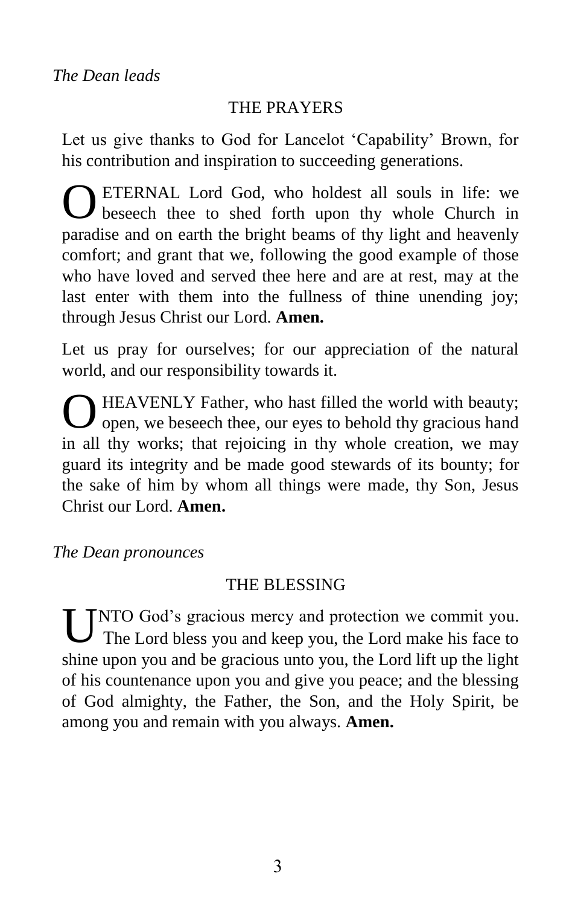*The Dean leads*

## THE PRAYERS

Let us give thanks to God for Lancelot 'Capability' Brown, for his contribution and inspiration to succeeding generations.

O ETERNAL Lord God, who holdest all souls in life: we beseech thee to shed forth upon thy whole Church in paradise and on earth the bright beams of thy light and heavenly comfort; and grant that we, following the good example of those who have loved and served thee here and are at rest, may at the last enter with them into the fullness of thine unending joy; through Jesus Christ our Lord. **Amen.**

Let us pray for ourselves; for our appreciation of the natural world, and our responsibility towards it.

O HEAVENLY Father, who hast filled the world with beauty; open, we beseech thee, our eyes to behold thy gracious hand in all thy works; that rejoicing in thy whole creation, we may guard its integrity and be made good stewards of its bounty; for the sake of him by whom all things were made, thy Son, Jesus Christ our Lord. **Amen.**

*The Dean pronounces*

## THE BLESSING

UNTO God's gracious mercy and protection we commit you. The Lord bless you and keep you, the Lord make his face to shine upon you and be gracious unto you, the Lord lift up the light of his countenance upon you and give you peace; and the blessing of God almighty, the Father, the Son, and the Holy Spirit, be among you and remain with you always. **Amen.**